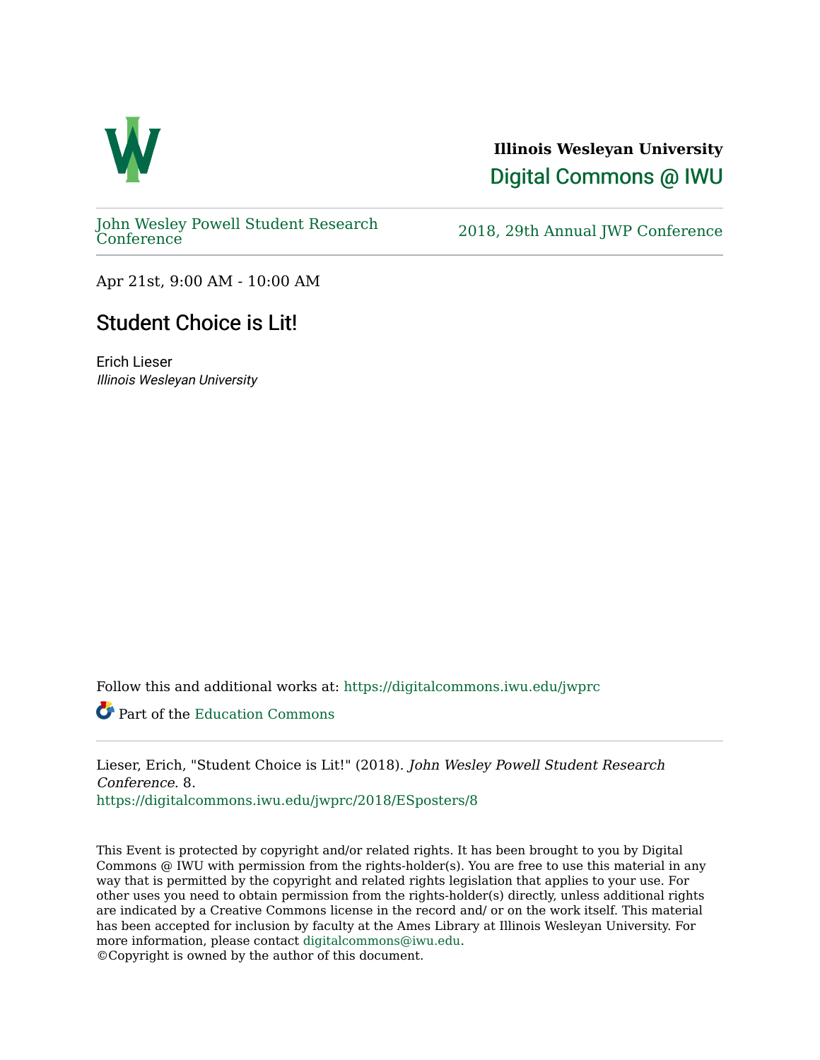**Illinois Wesleyan University**

Digital Commons @ IWU

John Wesley Powell Student Research Conference

2018, 29th Annual JWP Conference

Apr 21st, 9:00 AM - 10:00 AM

# Student Choice is Lit!

Erich Lieser
*Illinois Wesleyan University*

Follow this and additional works at: https://digitalcommons.iwu.edu/jwprc

Part of the Education Commons

Lieser, Erich, "Student Choice is Lit!" (2018). *John Wesley Powell Student Research Conference*. 8.
https://digitalcommons.iwu.edu/jwprc/2018/ESposters/8

This Event is protected by copyright and/or related rights. It has been brought to you by Digital Commons @ IWU with permission from the rights-holder(s). You are free to use this material in any way that is permitted by the copyright and related rights legislation that applies to your use. For other uses you need to obtain permission from the rights-holder(s) directly, unless additional rights are indicated by a Creative Commons license in the record and/ or on the work itself. This material has been accepted for inclusion by faculty at the Ames Library at Illinois Wesleyan University. For more information, please contact digitalcommons@iwu.edu.
©Copyright is owned by the author of this document.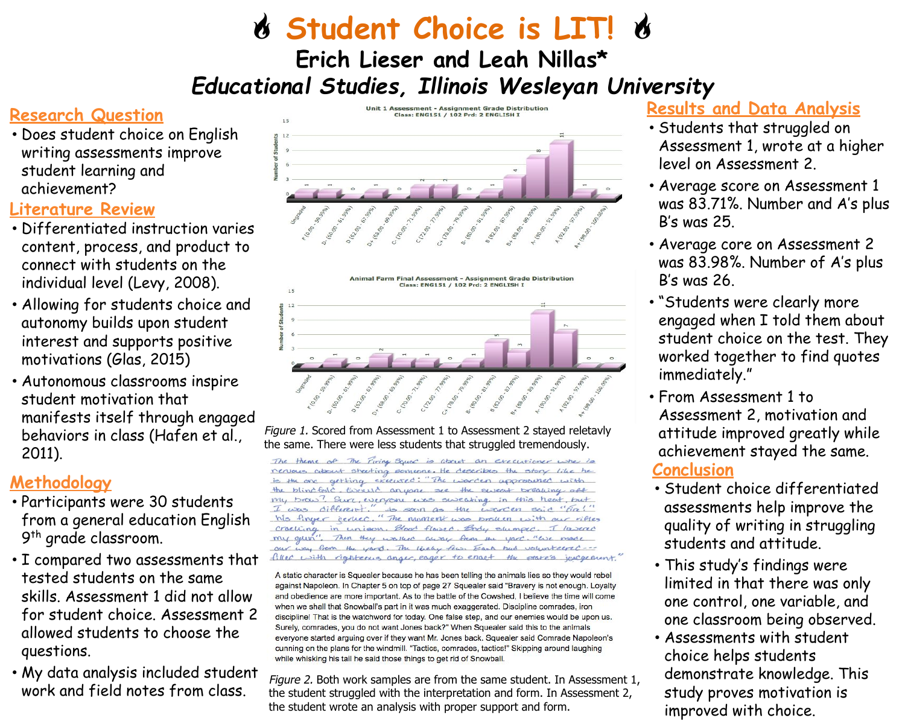# 🔥 Student Choice is LIT! 🔥

## Erich Lieser and Leah Nillas*

### *Educational Studies, Illinois Wesleyan University*

## Research Question

- Does student choice on English writing assessments improve student learning and achievement?

## Literature Review

- Differentiated instruction varies content, process, and product to connect with students on the individual level (Levy, 2008).
- Allowing for students choice and autonomy builds upon student interest and supports positive motivations (Glas, 2015)
- Autonomous classrooms inspire student motivation that manifests itself through engaged behaviors in class (Hafen et al., 2011).

## Methodology

- Participants were 30 students from a general education English 9th grade classroom.
- I compared two assessments that tested students on the same skills. Assessment 1 did not allow for student choice. Assessment 2 allowed students to choose the questions.
- My data analysis included student work and field notes from class.

Unit 1 Assessment - Assignment Grade Distribution
Class: ENG151 / 102 Prd: 2 ENGLISH I

Number of Students

15
12
9
6
3
0

1 1 0 1 0 2 2 0 1 4 8 11 1 0

Ungraded
F (0.00 - 59.99%)
D- (60.00 - 61.99%)
D (62.00 - 67.99%)
D+ (68.00 - 69.99%)
C- (70.00 - 71.99%)
C (72.00 - 77.99%)
C+ (78.00 - 79.99%)
B- (80.00 - 81.99%)
B (82.00 - 87.99%)
B+ (88.00 - 89.99%)
A- (90.00 - 91.99%)
A (92.00 - 97.99%)
A+ (98.00 - 100.00%)

Animal Farm Final Assessment - Assignment Grade Distribution
Class: ENG151 / 102 Prd: 2 ENGLISH I

Number of Students

15
12
9
6
3
0

0 1 0 2 1 1 0 1 5 3 11 7 0 0

Ungraded
F (0.00 - 59.99%)
D- (60.00 - 61.99%)
D (62.00 - 67.99%)
D+ (68.00 - 69.99%)
C- (70.00 - 71.99%)
C (72.00 - 77.99%)
C+ (78.00 - 79.99%)
B- (80.00 - 81.99%)
B (82.00 - 87.99%)
B+ (88.00 - 89.99%)
A- (90.00 - 91.99%)
A (92.00 - 97.99%)
A+ (98.00 - 100.00%)

*Figure 1.* Scored from Assessment 1 to Assessment 2 stayed reletavly the same. There were less students that struggled tremendously.

The theme of The Firing Squad is about an executioner who is nervous about shooting someone. He describes the story like he is the one getting executed: "The warden approached with the blindfold. Would anyone see the sweat breaking off my brow? Sure, everyone was sweating in this heat, but I was different." As soon as the warden said "fire!" his finger jerked." The moment was broken with our rifles cracking in unison. Blood flowed. Body slumped. I lowered my gun". Then they walked away from the yard. "We made our way from the yard. The lucky five. Each had volunteered --- filled with righteous anger, eager to enact the state's judgement."

A static character is Squealer because he has been telling the animals lies so they would rebel against Napoleon. In Chapter 5 on top of page 27 Squealer said "Bravery is not enough. Loyalty and obedience are more important. As to the battle of the Cowshed, I believe the time will come when we shall that Snowball's part in it was much exaggerated. Discipline comrades, iron discipline! That is the watchword for today. One false step, and our enemies would be upon us. Surely, comrades, you do not want Jones back?" When Squealer said this to the animals everyone started arguing over if they want Mr. Jones back. Squealer said Comrade Napoleon's cunning on the plans for the windmill. "Tactics, comrades, tactics!" Skipping around laughing while whisking his tail he said those things to get rid of Snowball.

*Figure 2.* Both work samples are from the same student. In Assessment 1, the student struggled with the interpretation and form. In Assessment 2, the student wrote an analysis with proper support and form.

## Results and Data Analysis

- Students that struggled on Assessment 1, wrote at a higher level on Assessment 2.
- Average score on Assessment 1 was 83.71%. Number and A's plus B's was 25.
- Average core on Assessment 2 was 83.98%. Number of A's plus B's was 26.
- "Students were clearly more engaged when I told them about student choice on the test. They worked together to find quotes immediately."
- From Assessment 1 to Assessment 2, motivation and attitude improved greatly while achievement stayed the same.

## Conclusion

- Student choice differentiated assessments help improve the quality of writing in struggling students and attitude.
- This study's findings were limited in that there was only one control, one variable, and one classroom being observed.
- Assessments with student choice helps students demonstrate knowledge. This study proves motivation is improved with choice.